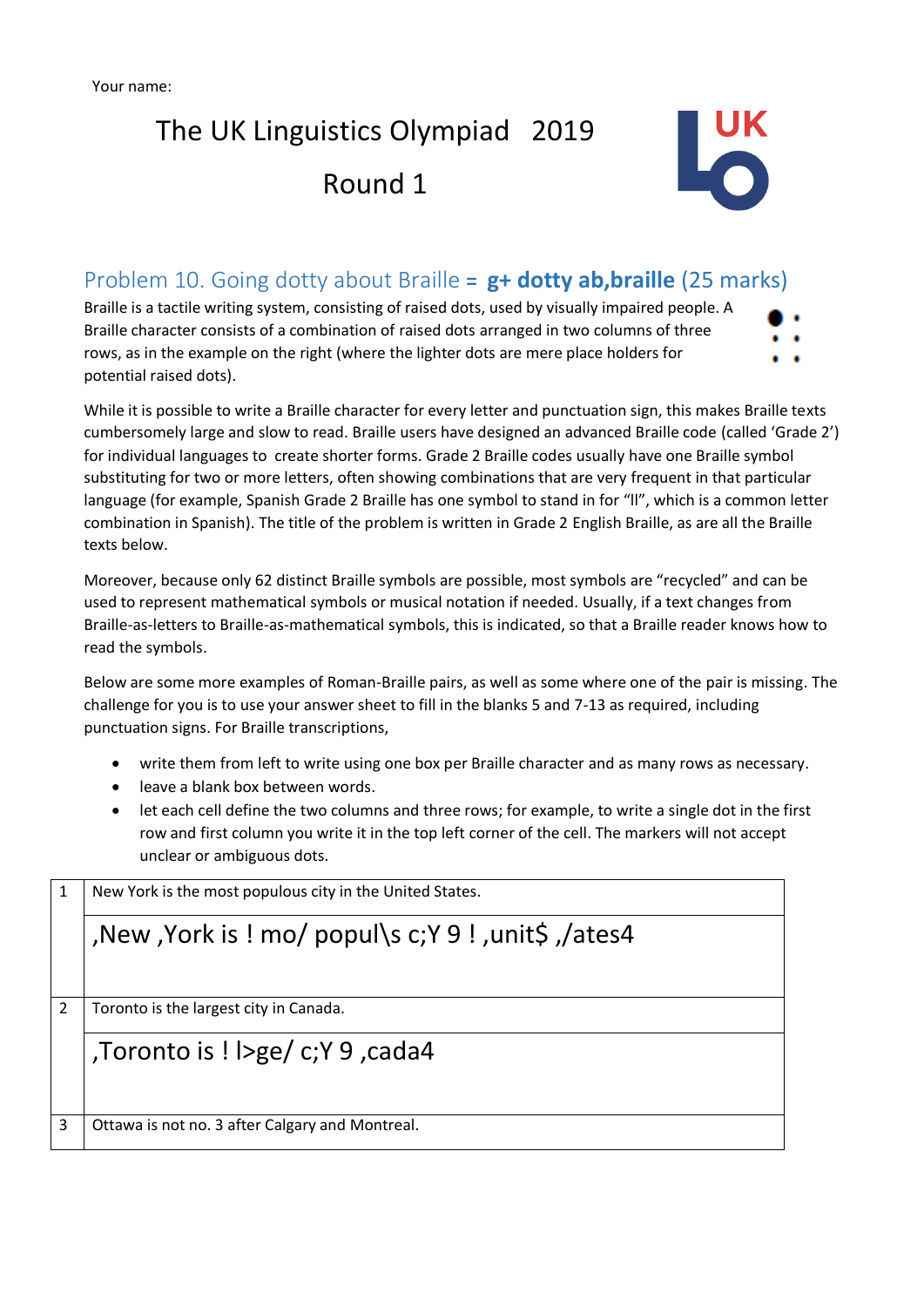Your name:

# The UK Linguistics Olympiad 2019

# Round 1

## Problem 10. Going dotty about Braille = **g+ dotty ab,braille** (25 marks)

Braille is a tactile writing system, consisting of raised dots, used by visually impaired people. A Braille character consists of a combination of raised dots arranged in two columns of three rows, as in the example on the right (where the lighter dots are mere place holders for potential raised dots).

While it is possible to write a Braille character for every letter and punctuation sign, this makes Braille texts cumbersomely large and slow to read. Braille users have designed an advanced Braille code (called 'Grade 2') for individual languages to create shorter forms. Grade 2 Braille codes usually have one Braille symbol substituting for two or more letters, often showing combinations that are very frequent in that particular language (for example, Spanish Grade 2 Braille has one symbol to stand in for "ll", which is a common letter combination in Spanish). The title of the problem is written in Grade 2 English Braille, as are all the Braille texts below.

Moreover, because only 62 distinct Braille symbols are possible, most symbols are "recycled" and can be used to represent mathematical symbols or musical notation if needed. Usually, if a text changes from Braille-as-letters to Braille-as-mathematical symbols, this is indicated, so that a Braille reader knows how to read the symbols.

Below are some more examples of Roman-Braille pairs, as well as some where one of the pair is missing. The challenge for you is to use your answer sheet to fill in the blanks 5 and 7-13 as required, including punctuation signs. For Braille transcriptions,

- write them from left to write using one box per Braille character and as many rows as necessary.
- leave a blank box between words.
- let each cell define the two columns and three rows; for example, to write a single dot in the first row and first column you write it in the top left corner of the cell. The markers will not accept unclear or ambiguous dots.

| | |
|---|---|
| 1 | New York is the most populous city in the United States. |
| | ,New ,York is ! mo/ popul\s c;Y 9 ! ,unit$ ,/ates4 |
| 2 | Toronto is the largest city in Canada. |
| | ,Toronto is ! l>ge/ c;Y 9 ,cada4 |
| 3 | Ottawa is not no. 3 after Calgary and Montreal. |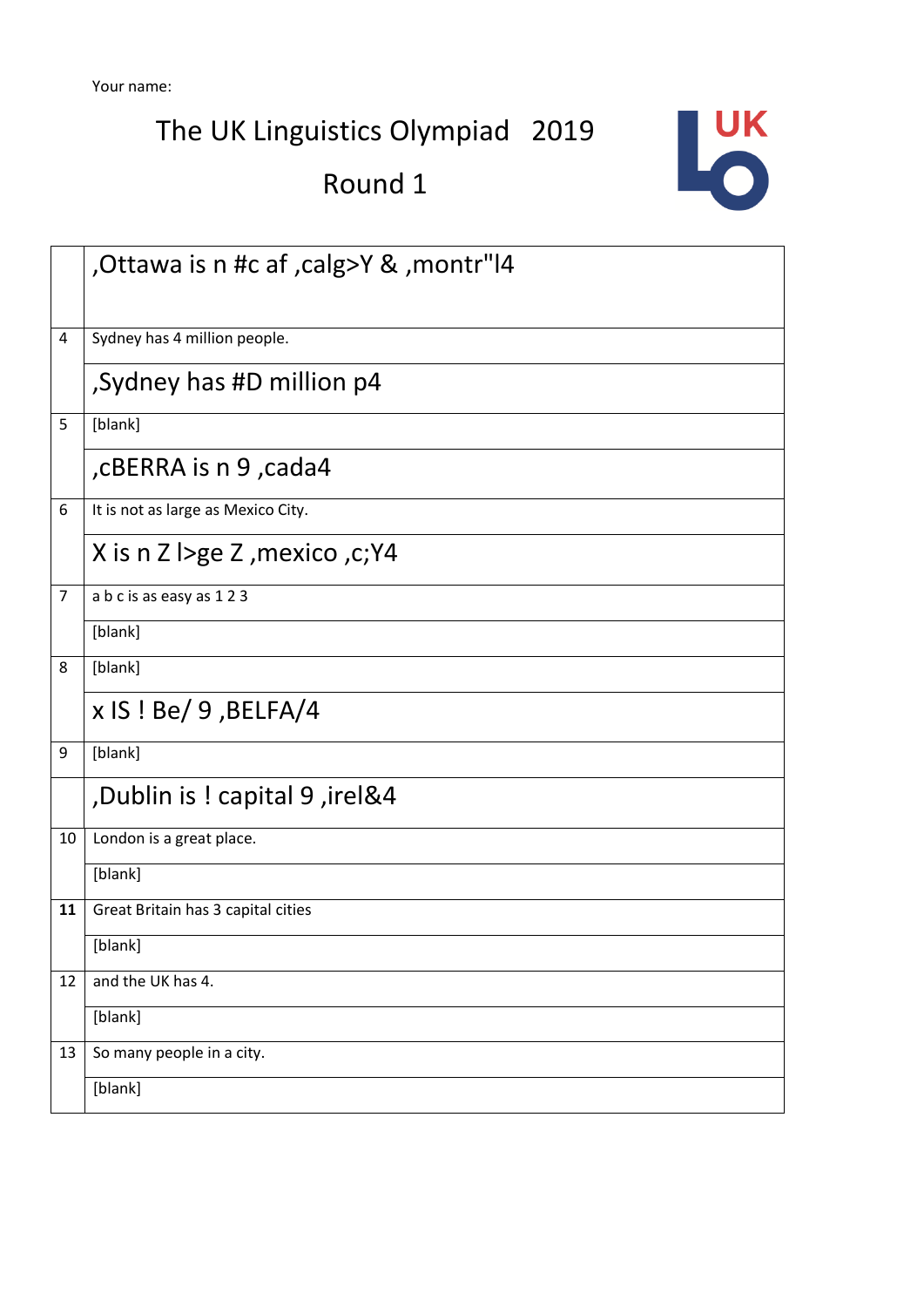Your name:

# The UK Linguistics Olympiad 2019

## Round 1

| | |
|---|---|
| | ,Ottawa is n #c af ,calg>Y & ,montr"l4 |
| 4 | Sydney has 4 million people. |
| | ,Sydney has #D million p4 |
| 5 | [blank] |
| | ,cBERRA is n 9 ,cada4 |
| 6 | It is not as large as Mexico City. |
| | X is n Z l>ge Z ,mexico ,c;Y4 |
| 7 | a b c is as easy as 1 2 3 |
| | [blank] |
| 8 | [blank] |
| | x IS ! Be/ 9 ,BELFA/4 |
| 9 | [blank] |
| | ,Dublin is ! capital 9 ,irel&4 |
| 10 | London is a great place. |
| | [blank] |
| **11** | Great Britain has 3 capital cities |
| | [blank] |
| 12 | and the UK has 4. |
| | [blank] |
| 13 | So many people in a city. |
| | [blank] |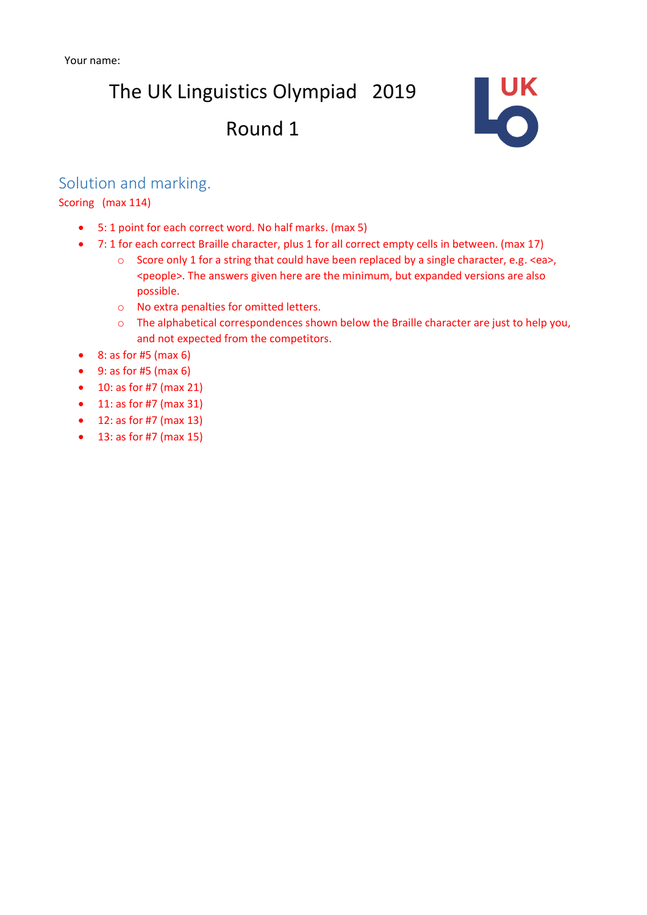Your name:

# The UK Linguistics Olympiad 2019

# Round 1

## Solution and marking.

Scoring (max 114)

- 5: 1 point for each correct word. No half marks. (max 5)
- 7: 1 for each correct Braille character, plus 1 for all correct empty cells in between. (max 17)
  - Score only 1 for a string that could have been replaced by a single character, e.g. <ea>, <people>. The answers given here are the minimum, but expanded versions are also possible.
  - No extra penalties for omitted letters.
  - The alphabetical correspondences shown below the Braille character are just to help you, and not expected from the competitors.
- 8: as for #5 (max 6)
- 9: as for #5 (max 6)
- 10: as for #7 (max 21)
- 11: as for #7 (max 31)
- 12: as for #7 (max 13)
- 13: as for #7 (max 15)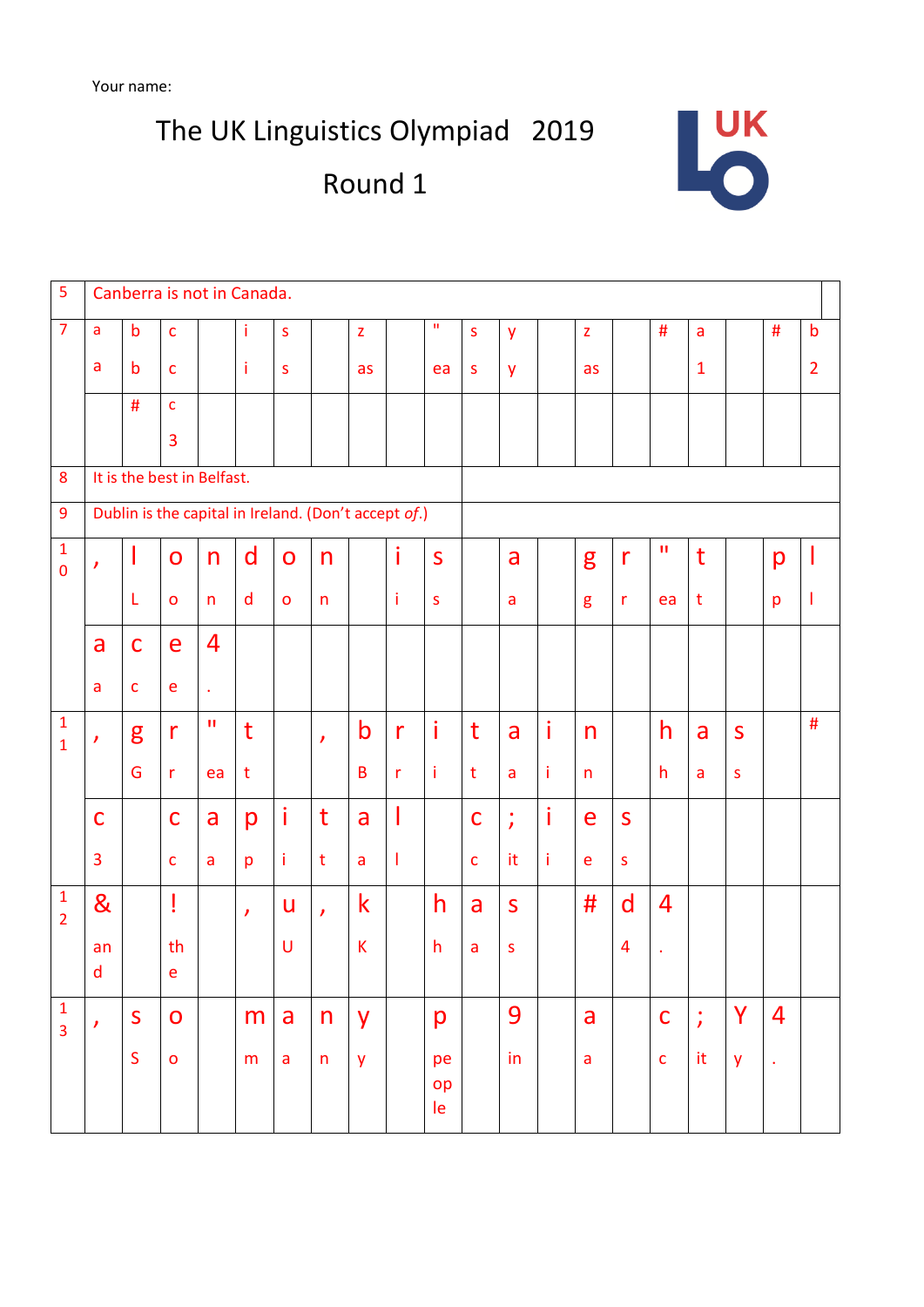Your name:

# The UK Linguistics Olympiad 2019

## Round 1

| | | | | | | | | | | | | | | | | | | | | |
|---|---|---|---|---|---|---|---|---|---|---|---|---|---|---|---|---|---|---|---|---|
| 5 | Canberra is not in Canada. | | | | | | | | | | | | | | | | | | | |
| 7 | a<br>a | b<br>b | c<br>c | | i<br>i | s<br>s | | z<br>as | | "<br>ea | s<br>s | y<br>y | | z<br>as | | # | a<br>1 | | # | b<br>2 |
| | | #<br> | c<br>3 | | | | | | | | | | | | | | | | | |
| 8 | It is the best in Belfast. | | | | | | | | | | | | | | | | | | | |
| 9 | Dublin is the capital in Ireland. (Don't accept *of*.) | | | | | | | | | | | | | | | | | | | |
| 10 | , | l<br>L | o<br>o | n<br>n | d<br>d | o<br>o | n<br>n | | i<br>i | s<br>s | | a<br>a | | g<br>g | r<br>r | "<br>ea | t<br>t | | p<br>p | l<br>l |
| | a<br>a | c<br>c | e<br>e | 4<br>. | | | | | | | | | | | | | | | | |
| 11 | , | g<br>G | r<br>r | "<br>ea | t<br>t | | , | b<br>B | r<br>r | i<br>i | t<br>t | a<br>a | i<br>i | n<br>n | | h<br>h | a<br>a | s<br>s | | # |
| | c<br>3 | | c<br>c | a<br>a | p<br>p | i<br>i | t<br>t | a<br>a | l<br>l | | c<br>c | ;<br>it | i<br>i | e<br>e | s<br>s | | | | | |
| 12 | &<br>and | | !<br>the | | , | u<br>U | , | k<br>K | | h<br>h | a<br>a | s<br>s | | # | d<br>4 | 4<br>. | | | | |
| 13 | , | s<br>S | o<br>o | | m<br>m | a<br>a | n<br>n | y<br>y | | p<br>people | | 9<br>in | | a<br>a | | c<br>c | ;<br>it | Y<br>y | 4<br>. | |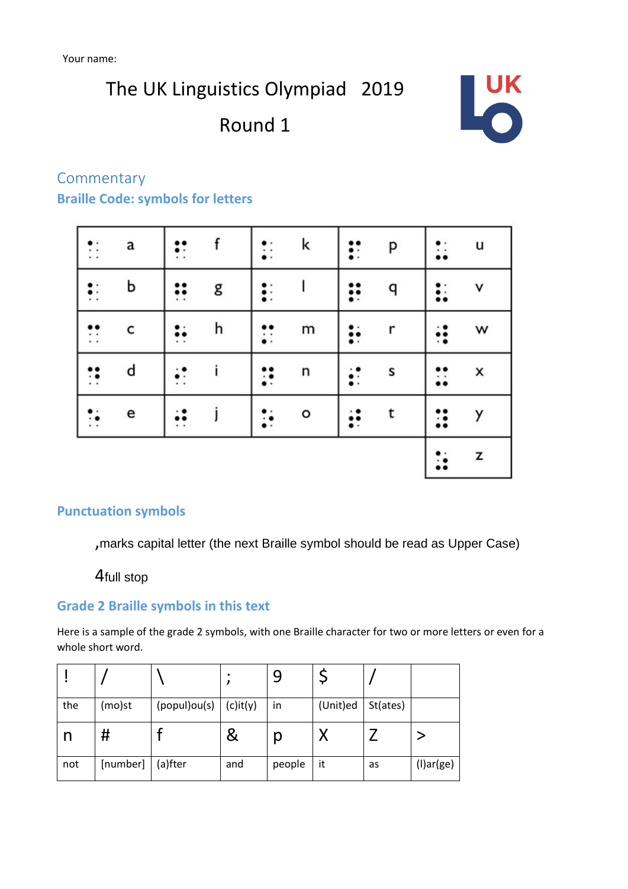Your name:

# The UK Linguistics Olympiad 2019

## Round 1

## Commentary

### Braille Code: symbols for letters

| | | | | | | | | | |
|---|---|---|---|---|---|---|---|---|---|
| ⠁ | a | ⠋ | f | ⠅ | k | ⠏ | p | ⠥ | u |
| ⠃ | b | ⠛ | g | ⠇ | l | ⠟ | q | ⠧ | v |
| ⠉ | c | ⠓ | h | ⠍ | m | ⠗ | r | ⠺ | w |
| ⠙ | d | ⠊ | i | ⠝ | n | ⠎ | s | ⠭ | x |
| ⠑ | e | ⠚ | j | ⠕ | o | ⠞ | t | ⠽ | y |
| | | | | | | | | ⠵ | z |

### Punctuation symbols

, marks capital letter (the next Braille symbol should be read as Upper Case)

4 full stop

### Grade 2 Braille symbols in this text

Here is a sample of the grade 2 symbols, with one Braille character for two or more letters or even for a whole short word.

| | | | | | | | |
|---|---|---|---|---|---|---|---|
| ! | / | \ | ; | 9 | $ | / | |
| the | (mo)st | (popul)ou(s) | (c)it(y) | in | (Unit)ed | St(ates) | |
| n | # | f | & | p | X | Z | > |
| not | [number] | (a)fter | and | people | it | as | (l)ar(ge) |